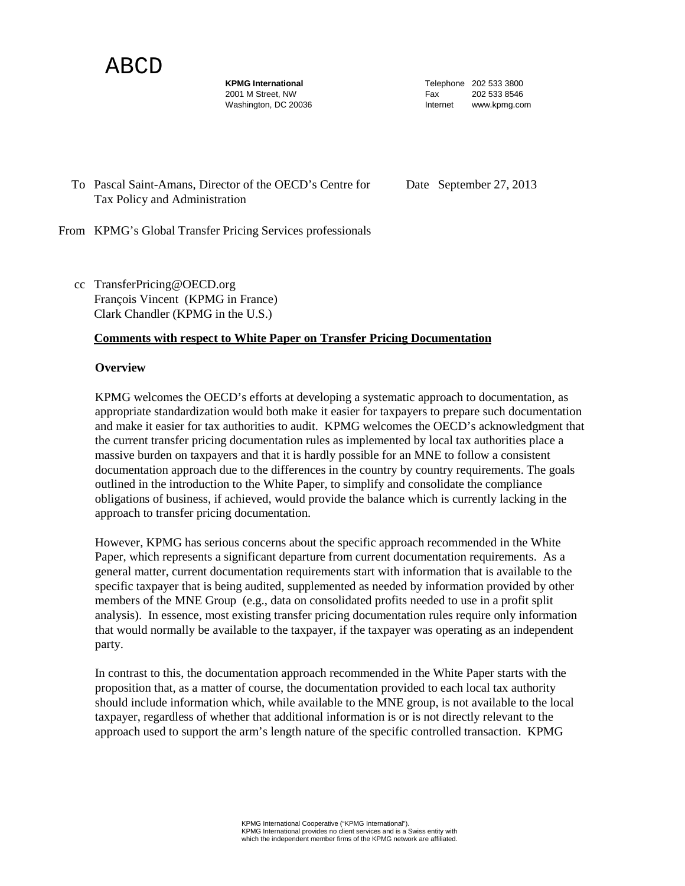ABCD

**KPMG International**
2001 M Street, NW
Washington, DC 20036

Telephone 202 533 3800
Fax 202 533 8546
Internet www.kpmg.com

To Pascal Saint-Amans, Director of the OECD's Centre for Tax Policy and Administration

Date September 27, 2013

From KPMG's Global Transfer Pricing Services professionals

cc TransferPricing@OECD.org
François Vincent (KPMG in France)
Clark Chandler (KPMG in the U.S.)

**Comments with respect to White Paper on Transfer Pricing Documentation**

**Overview**

KPMG welcomes the OECD's efforts at developing a systematic approach to documentation, as appropriate standardization would both make it easier for taxpayers to prepare such documentation and make it easier for tax authorities to audit. KPMG welcomes the OECD's acknowledgment that the current transfer pricing documentation rules as implemented by local tax authorities place a massive burden on taxpayers and that it is hardly possible for an MNE to follow a consistent documentation approach due to the differences in the country by country requirements. The goals outlined in the introduction to the White Paper, to simplify and consolidate the compliance obligations of business, if achieved, would provide the balance which is currently lacking in the approach to transfer pricing documentation.

However, KPMG has serious concerns about the specific approach recommended in the White Paper, which represents a significant departure from current documentation requirements. As a general matter, current documentation requirements start with information that is available to the specific taxpayer that is being audited, supplemented as needed by information provided by other members of the MNE Group (e.g., data on consolidated profits needed to use in a profit split analysis). In essence, most existing transfer pricing documentation rules require only information that would normally be available to the taxpayer, if the taxpayer was operating as an independent party.

In contrast to this, the documentation approach recommended in the White Paper starts with the proposition that, as a matter of course, the documentation provided to each local tax authority should include information which, while available to the MNE group, is not available to the local taxpayer, regardless of whether that additional information is or is not directly relevant to the approach used to support the arm's length nature of the specific controlled transaction. KPMG

KPMG International Cooperative ("KPMG International").
KPMG International provides no client services and is a Swiss entity with which the independent member firms of the KPMG network are affiliated.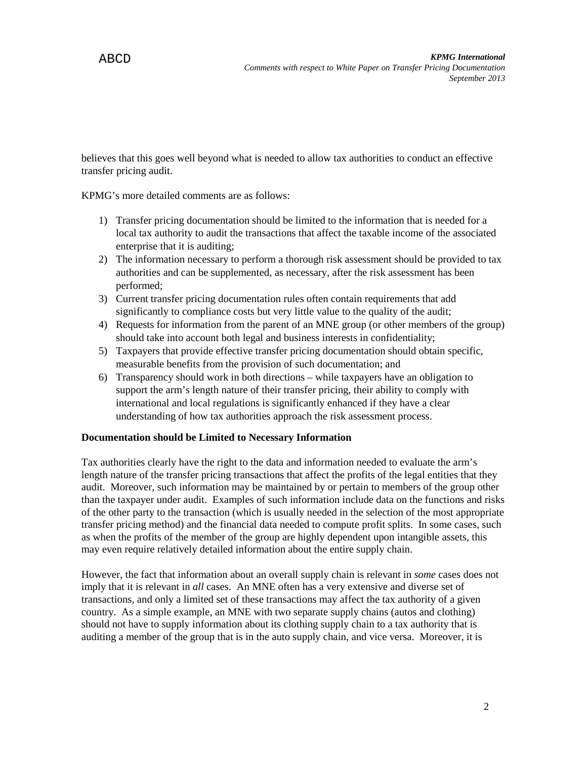believes that this goes well beyond what is needed to allow tax authorities to conduct an effective transfer pricing audit.

KPMG's more detailed comments are as follows:

1) Transfer pricing documentation should be limited to the information that is needed for a local tax authority to audit the transactions that affect the taxable income of the associated enterprise that it is auditing;
2) The information necessary to perform a thorough risk assessment should be provided to tax authorities and can be supplemented, as necessary, after the risk assessment has been performed;
3) Current transfer pricing documentation rules often contain requirements that add significantly to compliance costs but very little value to the quality of the audit;
4) Requests for information from the parent of an MNE group (or other members of the group) should take into account both legal and business interests in confidentiality;
5) Taxpayers that provide effective transfer pricing documentation should obtain specific, measurable benefits from the provision of such documentation; and
6) Transparency should work in both directions – while taxpayers have an obligation to support the arm's length nature of their transfer pricing, their ability to comply with international and local regulations is significantly enhanced if they have a clear understanding of how tax authorities approach the risk assessment process.

**Documentation should be Limited to Necessary Information**

Tax authorities clearly have the right to the data and information needed to evaluate the arm's length nature of the transfer pricing transactions that affect the profits of the legal entities that they audit. Moreover, such information may be maintained by or pertain to members of the group other than the taxpayer under audit. Examples of such information include data on the functions and risks of the other party to the transaction (which is usually needed in the selection of the most appropriate transfer pricing method) and the financial data needed to compute profit splits. In some cases, such as when the profits of the member of the group are highly dependent upon intangible assets, this may even require relatively detailed information about the entire supply chain.

However, the fact that information about an overall supply chain is relevant in *some* cases does not imply that it is relevant in *all* cases. An MNE often has a very extensive and diverse set of transactions, and only a limited set of these transactions may affect the tax authority of a given country. As a simple example, an MNE with two separate supply chains (autos and clothing) should not have to supply information about its clothing supply chain to a tax authority that is auditing a member of the group that is in the auto supply chain, and vice versa. Moreover, it is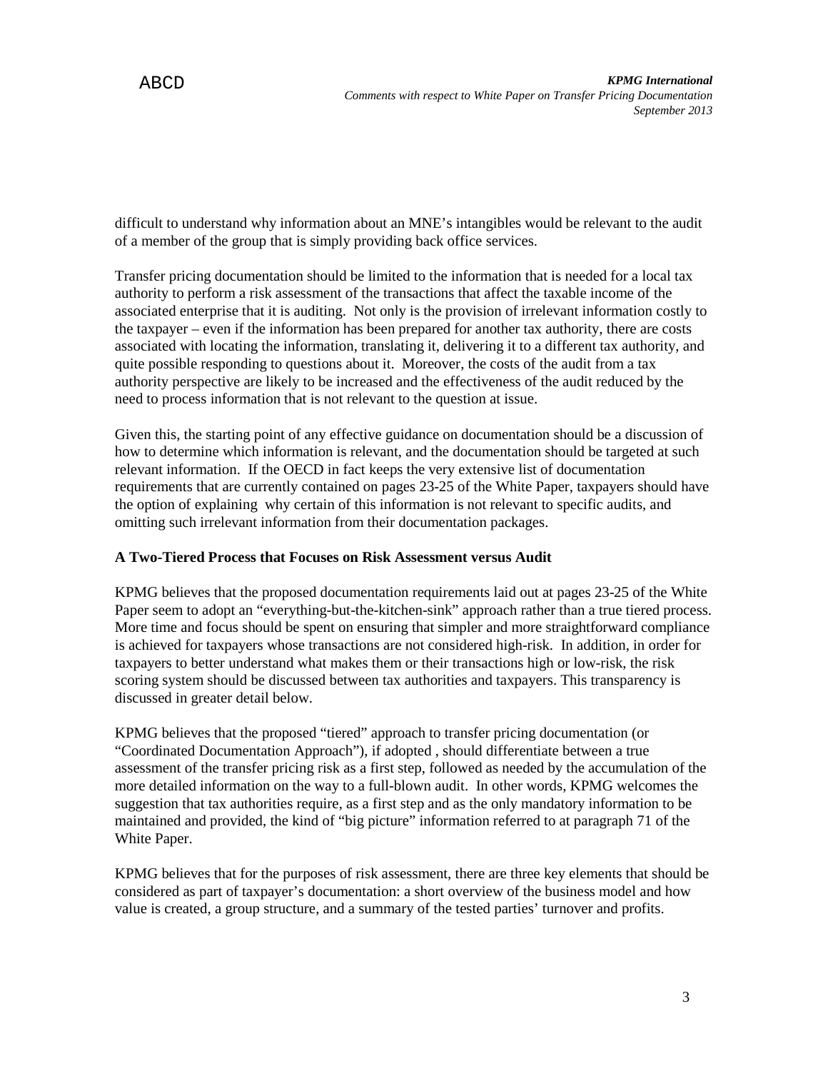difficult to understand why information about an MNE's intangibles would be relevant to the audit of a member of the group that is simply providing back office services.

Transfer pricing documentation should be limited to the information that is needed for a local tax authority to perform a risk assessment of the transactions that affect the taxable income of the associated enterprise that it is auditing. Not only is the provision of irrelevant information costly to the taxpayer – even if the information has been prepared for another tax authority, there are costs associated with locating the information, translating it, delivering it to a different tax authority, and quite possible responding to questions about it. Moreover, the costs of the audit from a tax authority perspective are likely to be increased and the effectiveness of the audit reduced by the need to process information that is not relevant to the question at issue.

Given this, the starting point of any effective guidance on documentation should be a discussion of how to determine which information is relevant, and the documentation should be targeted at such relevant information. If the OECD in fact keeps the very extensive list of documentation requirements that are currently contained on pages 23-25 of the White Paper, taxpayers should have the option of explaining why certain of this information is not relevant to specific audits, and omitting such irrelevant information from their documentation packages.

**A Two-Tiered Process that Focuses on Risk Assessment versus Audit**

KPMG believes that the proposed documentation requirements laid out at pages 23-25 of the White Paper seem to adopt an "everything-but-the-kitchen-sink" approach rather than a true tiered process. More time and focus should be spent on ensuring that simpler and more straightforward compliance is achieved for taxpayers whose transactions are not considered high-risk. In addition, in order for taxpayers to better understand what makes them or their transactions high or low-risk, the risk scoring system should be discussed between tax authorities and taxpayers. This transparency is discussed in greater detail below.

KPMG believes that the proposed "tiered" approach to transfer pricing documentation (or "Coordinated Documentation Approach"), if adopted , should differentiate between a true assessment of the transfer pricing risk as a first step, followed as needed by the accumulation of the more detailed information on the way to a full-blown audit. In other words, KPMG welcomes the suggestion that tax authorities require, as a first step and as the only mandatory information to be maintained and provided, the kind of "big picture" information referred to at paragraph 71 of the White Paper.

KPMG believes that for the purposes of risk assessment, there are three key elements that should be considered as part of taxpayer's documentation: a short overview of the business model and how value is created, a group structure, and a summary of the tested parties' turnover and profits.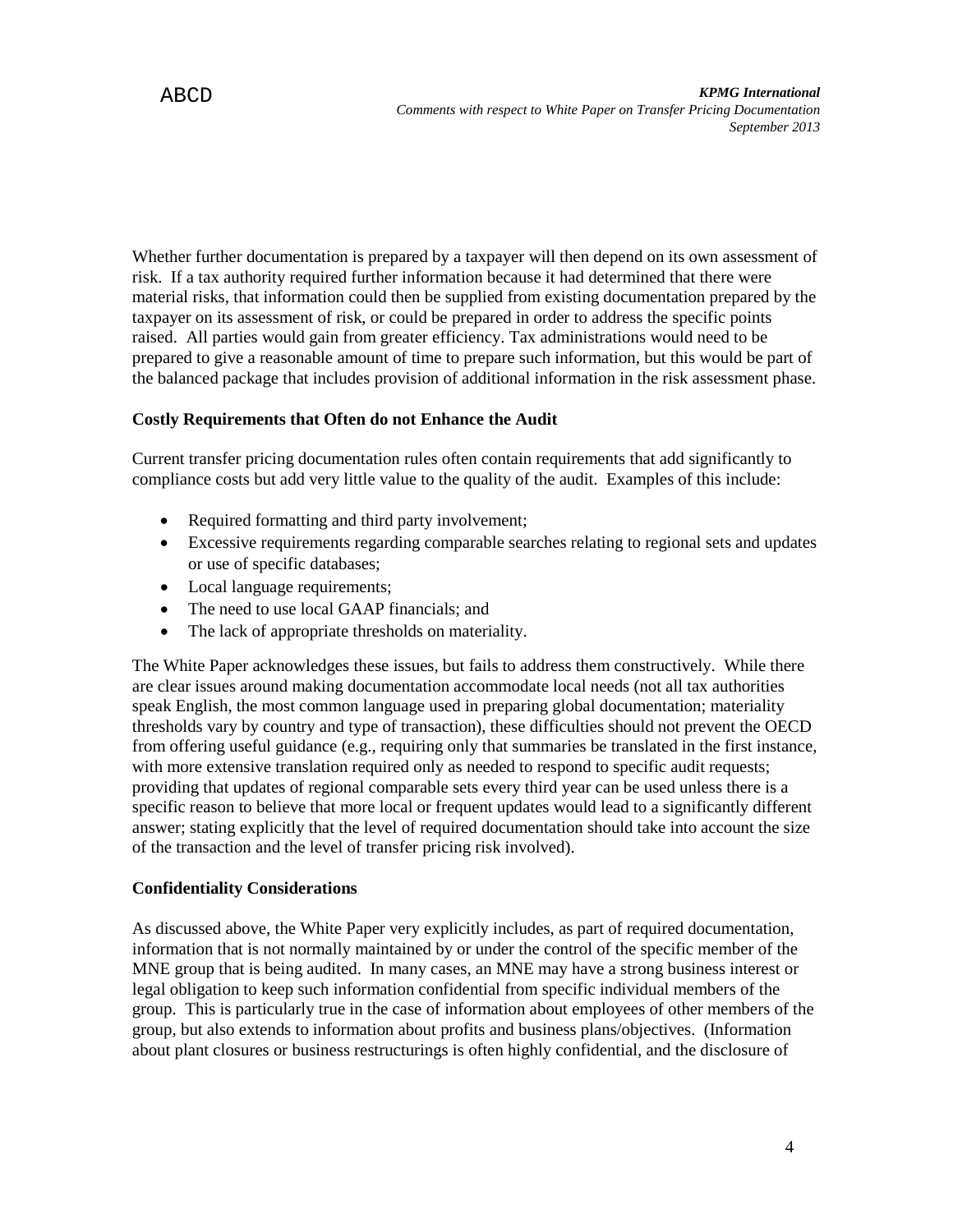Whether further documentation is prepared by a taxpayer will then depend on its own assessment of risk. If a tax authority required further information because it had determined that there were material risks, that information could then be supplied from existing documentation prepared by the taxpayer on its assessment of risk, or could be prepared in order to address the specific points raised. All parties would gain from greater efficiency. Tax administrations would need to be prepared to give a reasonable amount of time to prepare such information, but this would be part of the balanced package that includes provision of additional information in the risk assessment phase.

**Costly Requirements that Often do not Enhance the Audit**

Current transfer pricing documentation rules often contain requirements that add significantly to compliance costs but add very little value to the quality of the audit. Examples of this include:

- Required formatting and third party involvement;
- Excessive requirements regarding comparable searches relating to regional sets and updates or use of specific databases;
- Local language requirements;
- The need to use local GAAP financials; and
- The lack of appropriate thresholds on materiality.

The White Paper acknowledges these issues, but fails to address them constructively. While there are clear issues around making documentation accommodate local needs (not all tax authorities speak English, the most common language used in preparing global documentation; materiality thresholds vary by country and type of transaction), these difficulties should not prevent the OECD from offering useful guidance (e.g., requiring only that summaries be translated in the first instance, with more extensive translation required only as needed to respond to specific audit requests; providing that updates of regional comparable sets every third year can be used unless there is a specific reason to believe that more local or frequent updates would lead to a significantly different answer; stating explicitly that the level of required documentation should take into account the size of the transaction and the level of transfer pricing risk involved).

**Confidentiality Considerations**

As discussed above, the White Paper very explicitly includes, as part of required documentation, information that is not normally maintained by or under the control of the specific member of the MNE group that is being audited. In many cases, an MNE may have a strong business interest or legal obligation to keep such information confidential from specific individual members of the group. This is particularly true in the case of information about employees of other members of the group, but also extends to information about profits and business plans/objectives. (Information about plant closures or business restructurings is often highly confidential, and the disclosure of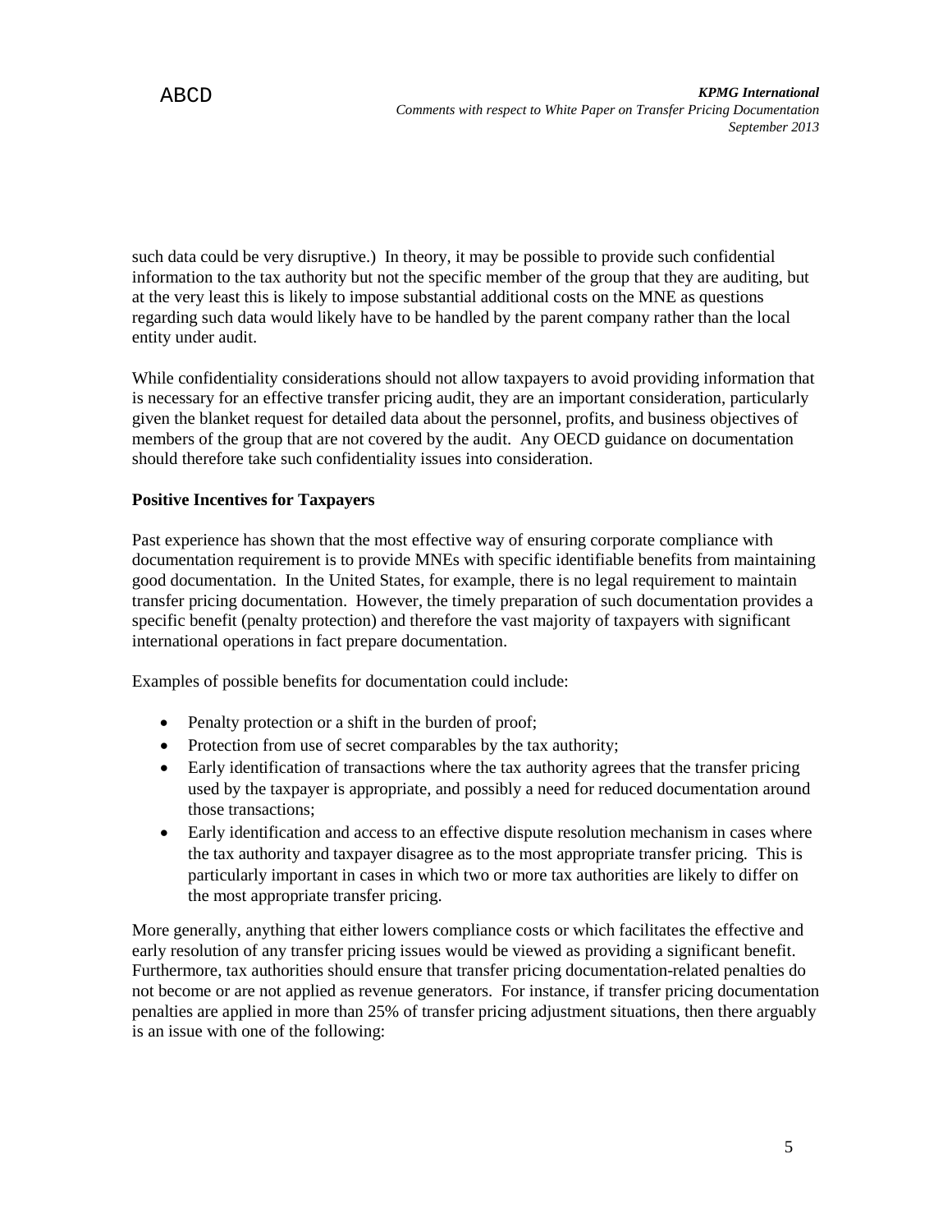such data could be very disruptive.) In theory, it may be possible to provide such confidential information to the tax authority but not the specific member of the group that they are auditing, but at the very least this is likely to impose substantial additional costs on the MNE as questions regarding such data would likely have to be handled by the parent company rather than the local entity under audit.

While confidentiality considerations should not allow taxpayers to avoid providing information that is necessary for an effective transfer pricing audit, they are an important consideration, particularly given the blanket request for detailed data about the personnel, profits, and business objectives of members of the group that are not covered by the audit. Any OECD guidance on documentation should therefore take such confidentiality issues into consideration.

**Positive Incentives for Taxpayers**

Past experience has shown that the most effective way of ensuring corporate compliance with documentation requirement is to provide MNEs with specific identifiable benefits from maintaining good documentation. In the United States, for example, there is no legal requirement to maintain transfer pricing documentation. However, the timely preparation of such documentation provides a specific benefit (penalty protection) and therefore the vast majority of taxpayers with significant international operations in fact prepare documentation.

Examples of possible benefits for documentation could include:

- Penalty protection or a shift in the burden of proof;
- Protection from use of secret comparables by the tax authority;
- Early identification of transactions where the tax authority agrees that the transfer pricing used by the taxpayer is appropriate, and possibly a need for reduced documentation around those transactions;
- Early identification and access to an effective dispute resolution mechanism in cases where the tax authority and taxpayer disagree as to the most appropriate transfer pricing. This is particularly important in cases in which two or more tax authorities are likely to differ on the most appropriate transfer pricing.

More generally, anything that either lowers compliance costs or which facilitates the effective and early resolution of any transfer pricing issues would be viewed as providing a significant benefit. Furthermore, tax authorities should ensure that transfer pricing documentation-related penalties do not become or are not applied as revenue generators. For instance, if transfer pricing documentation penalties are applied in more than 25% of transfer pricing adjustment situations, then there arguably is an issue with one of the following: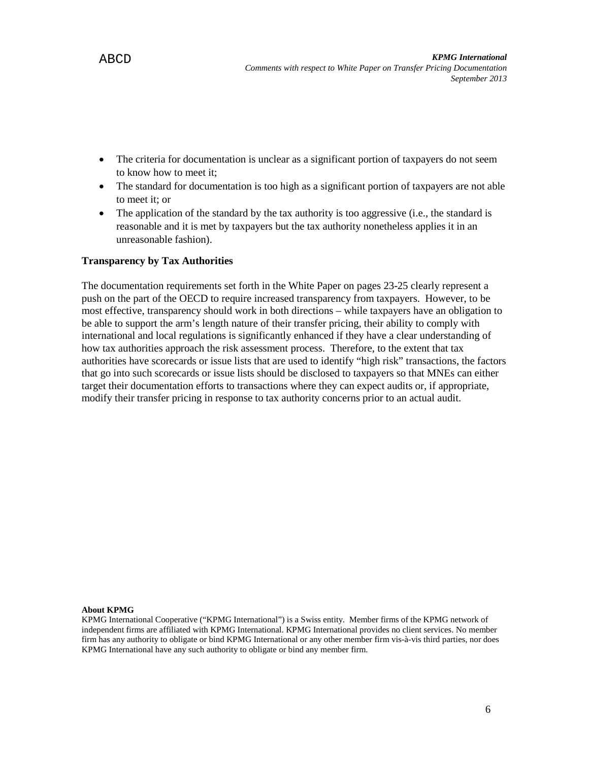- The criteria for documentation is unclear as a significant portion of taxpayers do not seem to know how to meet it;
- The standard for documentation is too high as a significant portion of taxpayers are not able to meet it; or
- The application of the standard by the tax authority is too aggressive (i.e., the standard is reasonable and it is met by taxpayers but the tax authority nonetheless applies it in an unreasonable fashion).

**Transparency by Tax Authorities**

The documentation requirements set forth in the White Paper on pages 23-25 clearly represent a push on the part of the OECD to require increased transparency from taxpayers. However, to be most effective, transparency should work in both directions – while taxpayers have an obligation to be able to support the arm's length nature of their transfer pricing, their ability to comply with international and local regulations is significantly enhanced if they have a clear understanding of how tax authorities approach the risk assessment process. Therefore, to the extent that tax authorities have scorecards or issue lists that are used to identify "high risk" transactions, the factors that go into such scorecards or issue lists should be disclosed to taxpayers so that MNEs can either target their documentation efforts to transactions where they can expect audits or, if appropriate, modify their transfer pricing in response to tax authority concerns prior to an actual audit.

**About KPMG**

KPMG International Cooperative ("KPMG International") is a Swiss entity. Member firms of the KPMG network of independent firms are affiliated with KPMG International. KPMG International provides no client services. No member firm has any authority to obligate or bind KPMG International or any other member firm vis-à-vis third parties, nor does KPMG International have any such authority to obligate or bind any member firm.